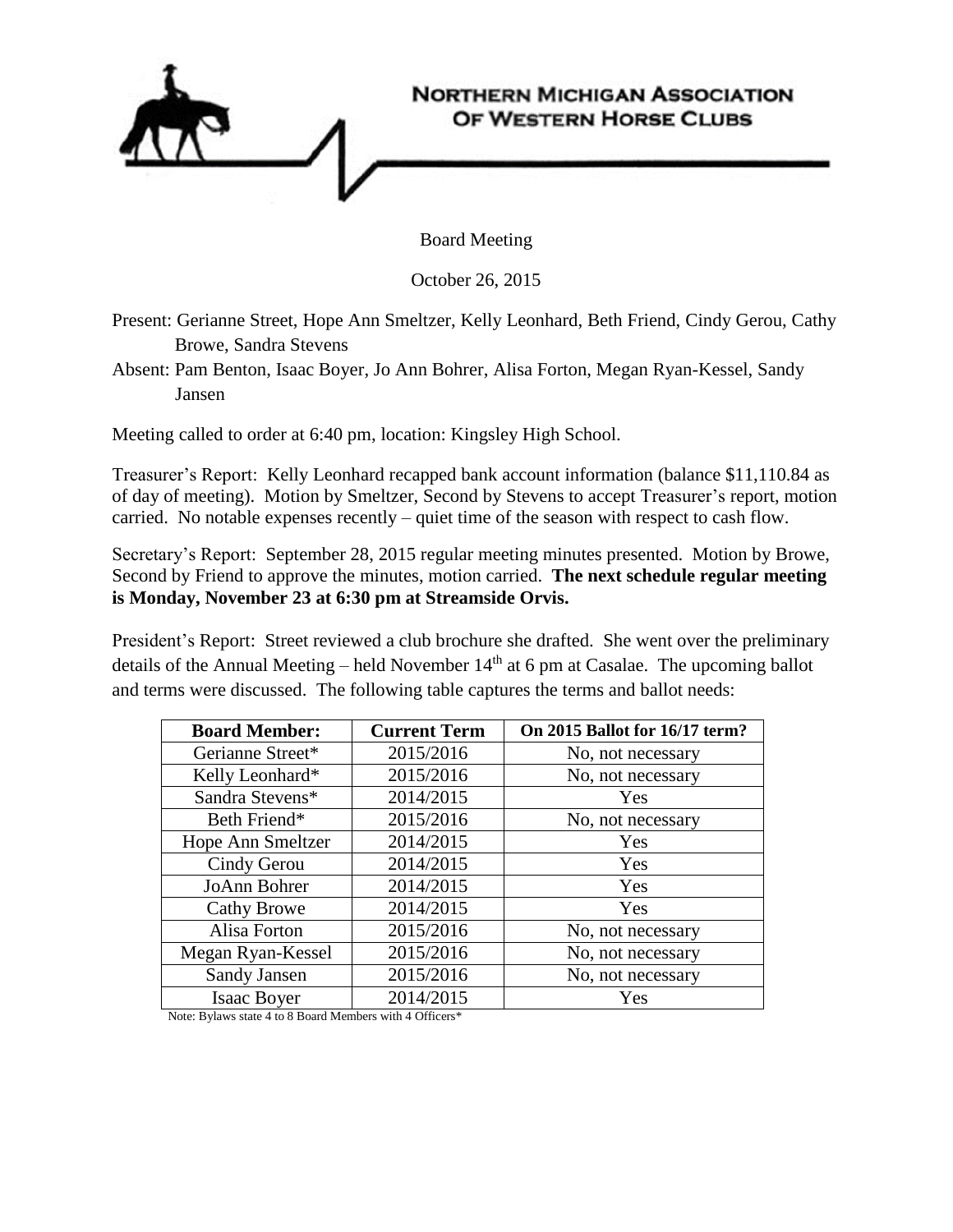# Northern Michigan Association of Western Horse Clubs

Board Meeting

October 26, 2015

Present: Gerianne Street, Hope Ann Smeltzer, Kelly Leonhard, Beth Friend, Cindy Gerou, Cathy Browe, Sandra Stevens

Absent: Pam Benton, Isaac Boyer, Jo Ann Bohrer, Alisa Forton, Megan Ryan-Kessel, Sandy Jansen

Meeting called to order at 6:40 pm, location: Kingsley High School.

Treasurer's Report: Kelly Leonhard recapped bank account information (balance $11,110.84 as of day of meeting). Motion by Smeltzer, Second by Stevens to accept Treasurer's report, motion carried. No notable expenses recently – quiet time of the season with respect to cash flow.

Secretary's Report: September 28, 2015 regular meeting minutes presented. Motion by Browe, Second by Friend to approve the minutes, motion carried. **The next schedule regular meeting is Monday, November 23 at 6:30 pm at Streamside Orvis.**

President's Report: Street reviewed a club brochure she drafted. She went over the preliminary details of the Annual Meeting – held November 14th at 6 pm at Casalae. The upcoming ballot and terms were discussed. The following table captures the terms and ballot needs:

| Board Member: | Current Term | On 2015 Ballot for 16/17 term? |
|---|---|---|
| Gerianne Street* | 2015/2016 | No, not necessary |
| Kelly Leonhard* | 2015/2016 | No, not necessary |
| Sandra Stevens* | 2014/2015 | Yes |
| Beth Friend* | 2015/2016 | No, not necessary |
| Hope Ann Smeltzer | 2014/2015 | Yes |
| Cindy Gerou | 2014/2015 | Yes |
| JoAnn Bohrer | 2014/2015 | Yes |
| Cathy Browe | 2014/2015 | Yes |
| Alisa Forton | 2015/2016 | No, not necessary |
| Megan Ryan-Kessel | 2015/2016 | No, not necessary |
| Sandy Jansen | 2015/2016 | No, not necessary |
| Isaac Boyer | 2014/2015 | Yes |

Note: Bylaws state 4 to 8 Board Members with 4 Officers*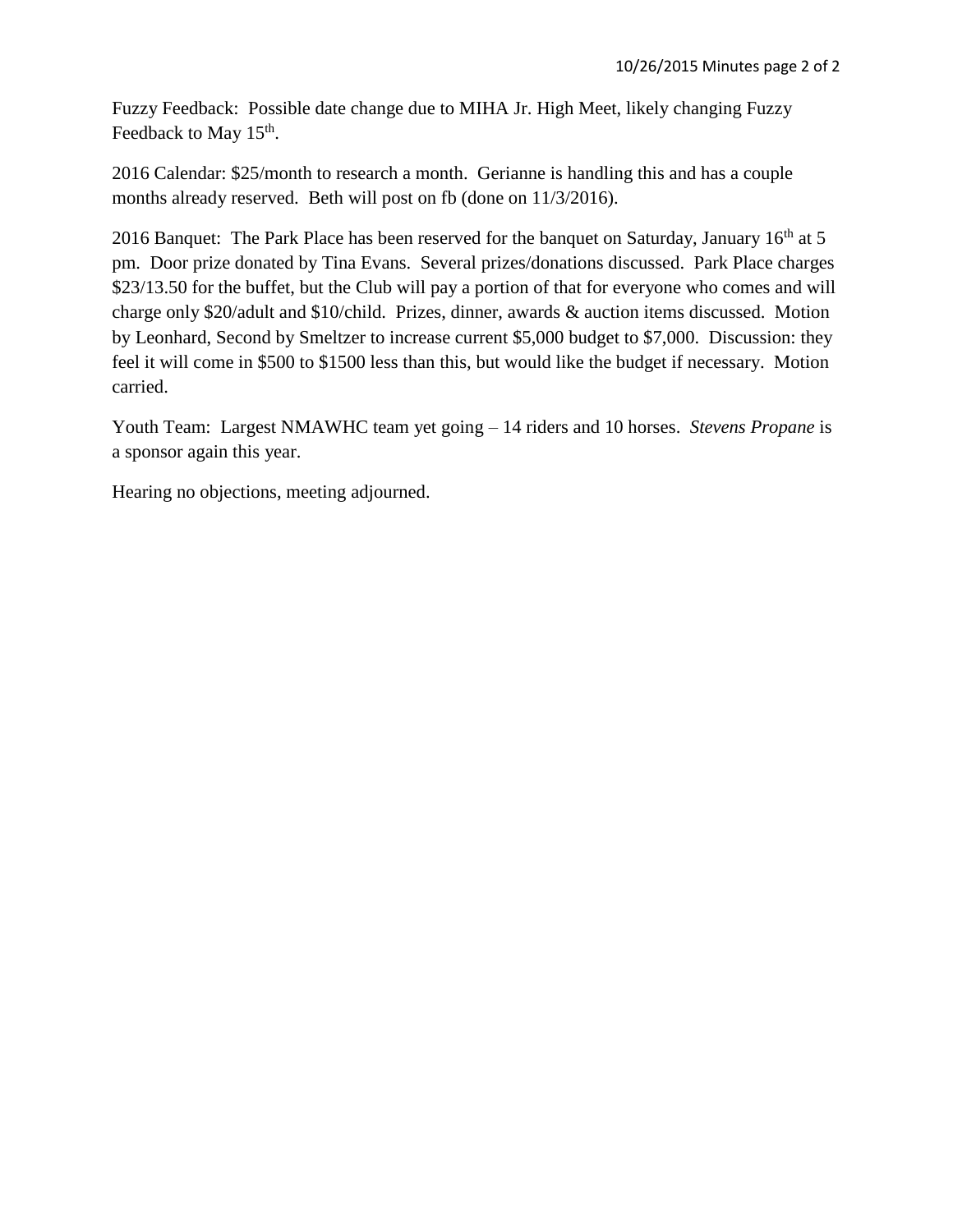Fuzzy Feedback: Possible date change due to MIHA Jr. High Meet, likely changing Fuzzy Feedback to May 15th.

2016 Calendar: $25/month to research a month. Gerianne is handling this and has a couple months already reserved. Beth will post on fb (done on 11/3/2016).

2016 Banquet: The Park Place has been reserved for the banquet on Saturday, January 16th at 5 pm. Door prize donated by Tina Evans. Several prizes/donations discussed. Park Place charges $23/13.50 for the buffet, but the Club will pay a portion of that for everyone who comes and will charge only $20/adult and $10/child. Prizes, dinner, awards & auction items discussed. Motion by Leonhard, Second by Smeltzer to increase current $5,000 budget to $7,000. Discussion: they feel it will come in $500 to $1500 less than this, but would like the budget if necessary. Motion carried.

Youth Team: Largest NMAWHC team yet going – 14 riders and 10 horses. *Stevens Propane* is a sponsor again this year.

Hearing no objections, meeting adjourned.